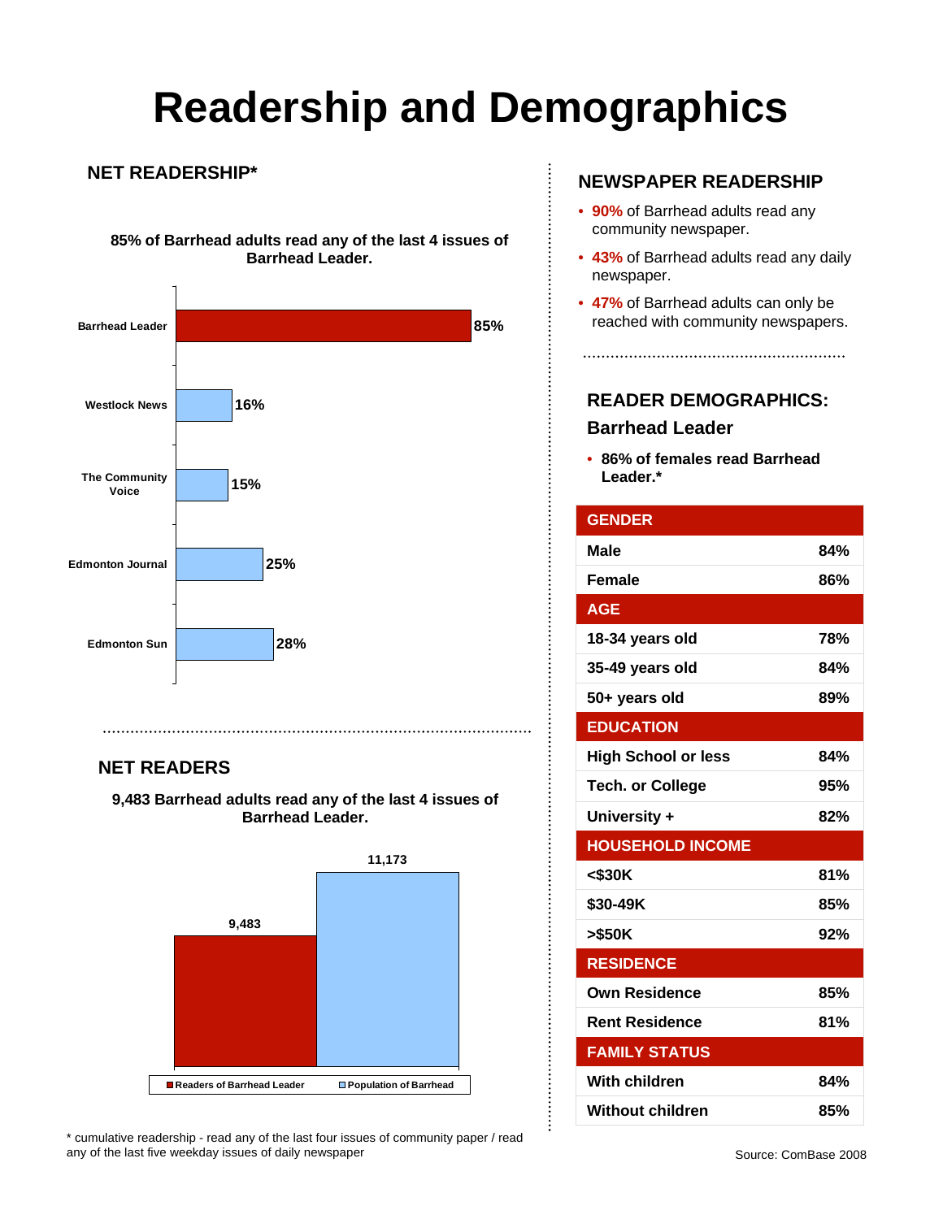# Readership and Demographics

## NET READERSHIP*

**85% of Barrhead adults read any of the last 4 issues of Barrhead Leader.**

| Newspaper | Readership |
|---|---|
| Barrhead Leader | 85% |
| Westlock News | 16% |
| The Community Voice | 15% |
| Edmonton Journal | 25% |
| Edmonton Sun | 28% |

## NET READERS

**9,483 Barrhead adults read any of the last 4 issues of Barrhead Leader.**

| | Count |
|---|---|
| Readers of Barrhead Leader | 9,483 |
| Population of Barrhead | 11,173 |

* cumulative readership - read any of the last four issues of community paper / read any of the last five weekday issues of daily newspaper

## NEWSPAPER READERSHIP

- **90%** of Barrhead adults read any community newspaper.
- **43%** of Barrhead adults read any daily newspaper.
- **47%** of Barrhead adults can only be reached with community newspapers.

## READER DEMOGRAPHICS: Barrhead Leader

- **86% of females read Barrhead Leader.***

| GENDER | |
|---|---|
| Male | 84% |
| Female | 86% |
| **AGE** | |
| 18-34 years old | 78% |
| 35-49 years old | 84% |
| 50+ years old | 89% |
| **EDUCATION** | |
| High School or less | 84% |
| Tech. or College | 95% |
| University + | 82% |
| **HOUSEHOLD INCOME** | |
| <$30K | 81% |
| $30-49K | 85% |
| >$50K | 92% |
| **RESIDENCE** | |
| Own Residence | 85% |
| Rent Residence | 81% |
| **FAMILY STATUS** | |
| With children | 84% |
| Without children | 85% |

Source: ComBase 2008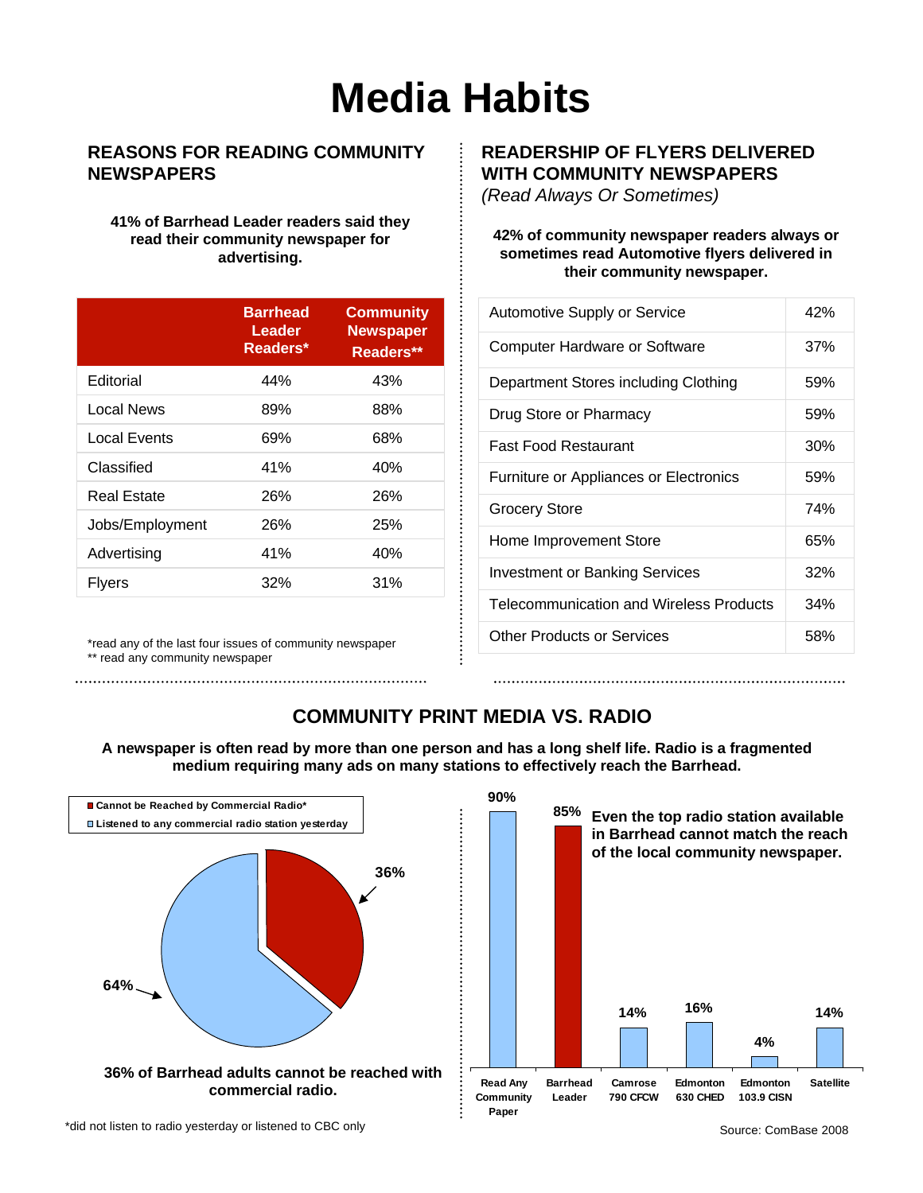# Media Habits

## REASONS FOR READING COMMUNITY NEWSPAPERS

**41% of Barrhead Leader readers said they read their community newspaper for advertising.**

| | Barrhead Leader Readers* | Community Newspaper Readers** |
|---|---|---|
| Editorial | 44% | 43% |
| Local News | 89% | 88% |
| Local Events | 69% | 68% |
| Classified | 41% | 40% |
| Real Estate | 26% | 26% |
| Jobs/Employment | 26% | 25% |
| Advertising | 41% | 40% |
| Flyers | 32% | 31% |

*read any of the last four issues of community newspaper
** read any community newspaper

## READERSHIP OF FLYERS DELIVERED WITH COMMUNITY NEWSPAPERS

*(Read Always Or Sometimes)*

**42% of community newspaper readers always or sometimes read Automotive flyers delivered in their community newspaper.**

| | |
|---|---|
| Automotive Supply or Service | 42% |
| Computer Hardware or Software | 37% |
| Department Stores including Clothing | 59% |
| Drug Store or Pharmacy | 59% |
| Fast Food Restaurant | 30% |
| Furniture or Appliances or Electronics | 59% |
| Grocery Store | 74% |
| Home Improvement Store | 65% |
| Investment or Banking Services | 32% |
| Telecommunication and Wireless Products | 34% |
| Other Products or Services | 58% |

## COMMUNITY PRINT MEDIA VS. RADIO

**A newspaper is often read by more than one person and has a long shelf life. Radio is a fragmented medium requiring many ads on many stations to effectively reach the Barrhead.**

Cannot be Reached by Commercial Radio*
Listened to any commercial radio station yesterday

36%
64%

**36% of Barrhead adults cannot be reached with commercial radio.**

*did not listen to radio yesterday or listened to CBC only

90%
85%
14%
16%
4%
14%

Read Any Community Paper
Barrhead Leader
Camrose 790 CFCW
Edmonton 630 CHED
Edmonton 103.9 CISN
Satellite

**Even the top radio station available in Barrhead cannot match the reach of the local community newspaper.**

Source: ComBase 2008